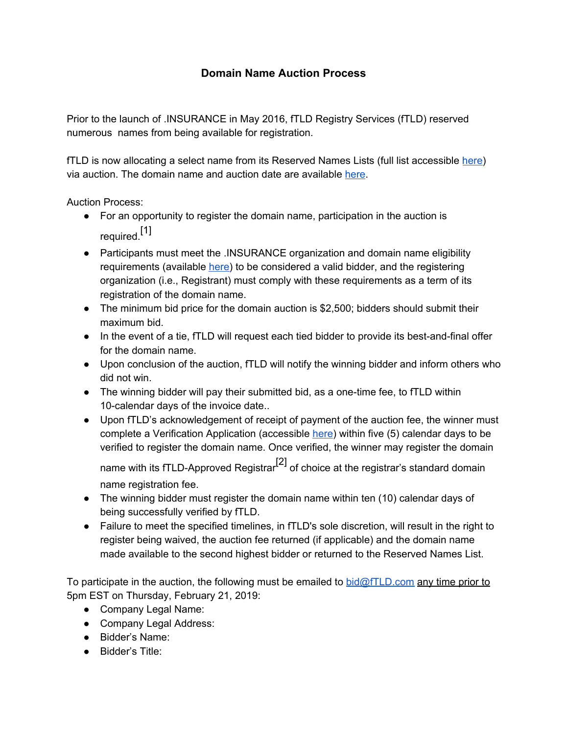# Domain Name Auction Process

Prior to the launch of .INSURANCE in May 2016, fTLD Registry Services (fTLD) reserved numerous names from being available for registration.

fTLD is now allocating a select name from its Reserved Names Lists (full list accessible here) via auction. The domain name and auction date are available here.

Auction Process:

- For an opportunity to register the domain name, participation in the auction is required.[1]
- Participants must meet the .INSURANCE organization and domain name eligibility requirements (available here) to be considered a valid bidder, and the registering organization (i.e., Registrant) must comply with these requirements as a term of its registration of the domain name.
- The minimum bid price for the domain auction is $2,500; bidders should submit their maximum bid.
- In the event of a tie, fTLD will request each tied bidder to provide its best-and-final offer for the domain name.
- Upon conclusion of the auction, fTLD will notify the winning bidder and inform others who did not win.
- The winning bidder will pay their submitted bid, as a one-time fee, to fTLD within 10-calendar days of the invoice date..
- Upon fTLD's acknowledgement of receipt of payment of the auction fee, the winner must complete a Verification Application (accessible here) within five (5) calendar days to be verified to register the domain name. Once verified, the winner may register the domain name with its fTLD-Approved Registrar[2] of choice at the registrar's standard domain name registration fee.
- The winning bidder must register the domain name within ten (10) calendar days of being successfully verified by fTLD.
- Failure to meet the specified timelines, in fTLD's sole discretion, will result in the right to register being waived, the auction fee returned (if applicable) and the domain name made available to the second highest bidder or returned to the Reserved Names List.

To participate in the auction, the following must be emailed to bid@fTLD.com any time prior to 5pm EST on Thursday, February 21, 2019:

- Company Legal Name:
- Company Legal Address:
- Bidder's Name:
- Bidder's Title: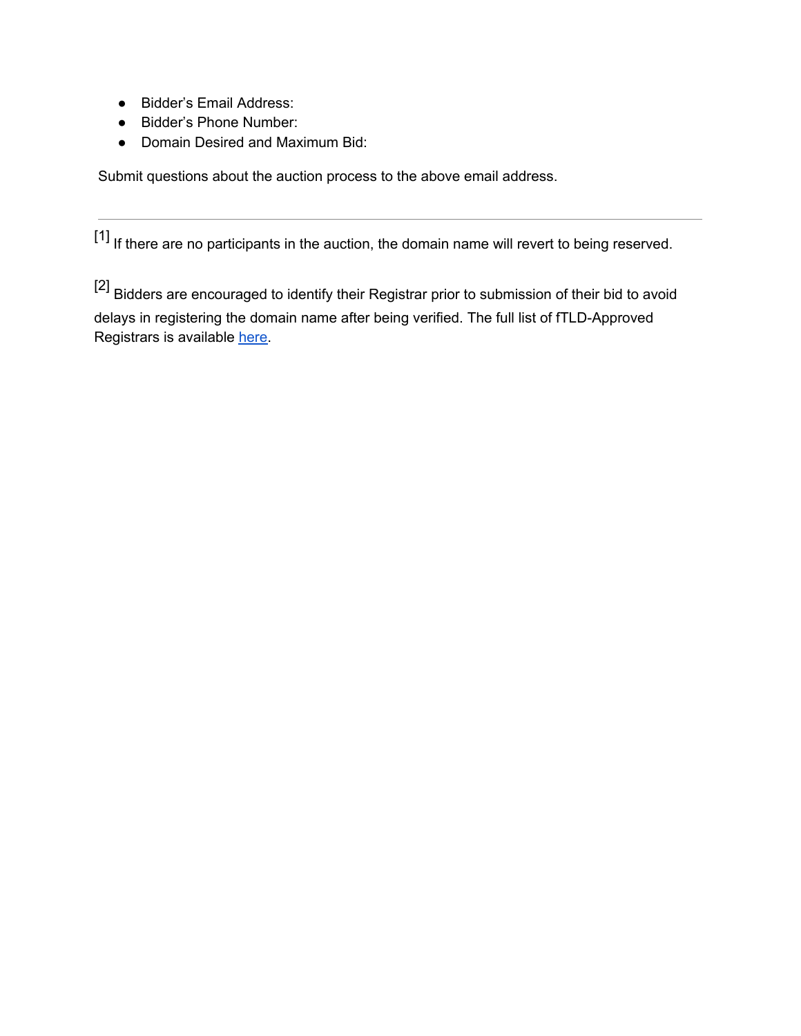- Bidder's Email Address:
- Bidder's Phone Number:
- Domain Desired and Maximum Bid:

Submit questions about the auction process to the above email address.

---

[1] If there are no participants in the auction, the domain name will revert to being reserved.

[2] Bidders are encouraged to identify their Registrar prior to submission of their bid to avoid delays in registering the domain name after being verified. The full list of fTLD-Approved Registrars is available here.